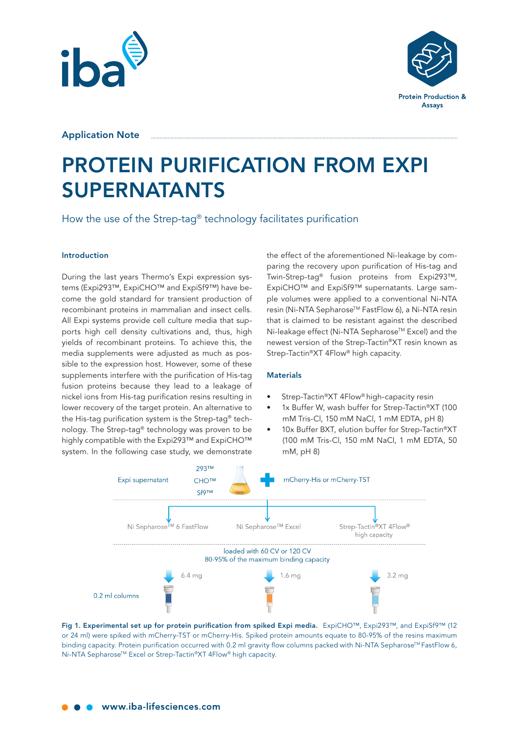Application Note

# PROTEIN PURIFICATION FROM EXPI SUPERNATANTS

How the use of the Strep-tag® technology facilitates purification

## Introduction

During the last years Thermo's Expi expression systems (Expi293™, ExpiCHO™ and ExpiSf9™) have become the gold standard for transient production of recombinant proteins in mammalian and insect cells. All Expi systems provide cell culture media that supports high cell density cultivations and, thus, high yields of recombinant proteins. To achieve this, the media supplements were adjusted as much as possible to the expression host. However, some of these supplements interfere with the purification of His-tag fusion proteins because they lead to a leakage of nickel ions from His-tag purification resins resulting in lower recovery of the target protein. An alternative to the His-tag purification system is the Strep-tag® technology. The Strep-tag® technology was proven to be highly compatible with the Expi293™ and ExpiCHO™ system. In the following case study, we demonstrate the effect of the aforementioned Ni-leakage by comparing the recovery upon purification of His-tag and Twin-Strep-tag® fusion proteins from Expi293™, ExpiCHO™ and ExpiSf9™ supernatants. Large sample volumes were applied to a conventional Ni-NTA resin (Ni-NTA Sepharose™ FastFlow 6), a Ni-NTA resin that is claimed to be resistant against the described Ni-leakage effect (Ni-NTA Sepharose™ Excel) and the newest version of the Strep-Tactin®XT resin known as Strep-Tactin®XT 4Flow® high capacity.

## Materials

- Strep-Tactin®XT 4Flow® high-capacity resin
- 1x Buffer W, wash buffer for Strep-Tactin®XT (100 mM Tris-Cl, 150 mM NaCl, 1 mM EDTA, pH 8)
- 10x Buffer BXT, elution buffer for Strep-Tactin®XT (100 mM Tris-Cl, 150 mM NaCl, 1 mM EDTA, 50 mM, pH 8)

Expi supernatant — 293™ / CHO™ / Sf9™ + mCherry-His or mCherry-TST

Ni Sepharose™ 6 FastFlow | Ni Sepharose™ Excel | Strep-Tactin®XT 4Flow® high capacity

loaded with 60 CV or 120 CV
80-95% of the maximum binding capacity

0.2 ml columns: 6.4 mg | 1.6 mg | 3.2 mg

**Fig 1. Experimental set up for protein purification from spiked Expi media.** ExpiCHO™, Expi293™, and ExpiSf9™ (12 or 24 ml) were spiked with mCherry-TST or mCherry-His. Spiked protein amounts equate to 80-95% of the resins maximum binding capacity. Protein purification occurred with 0.2 ml gravity flow columns packed with Ni-NTA Sepharose™ FastFlow 6, Ni-NTA Sepharose™ Excel or Strep-Tactin®XT 4Flow® high capacity.

www.iba-lifesciences.com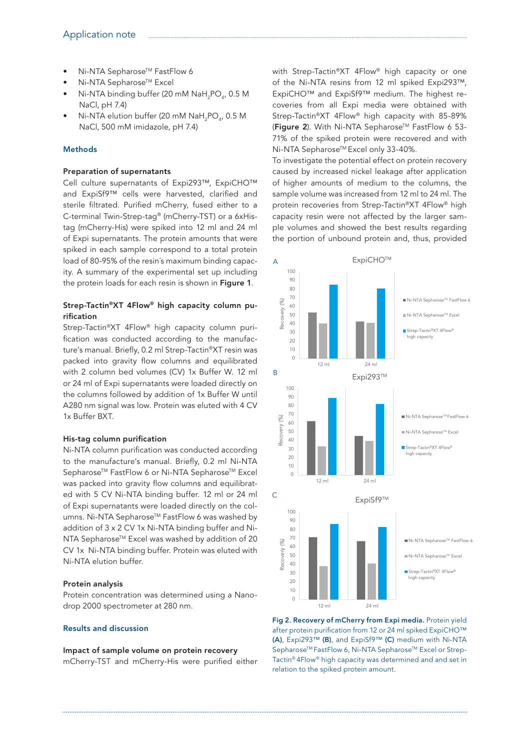- Ni-NTA Sepharose™ FastFlow 6
- Ni-NTA Sepharose™ Excel
- Ni-NTA binding buffer (20 mM $NaH_2PO_4$, 0.5 M NaCl, pH 7.4)
- Ni-NTA elution buffer (20 mM $NaH_2PO_4$, 0.5 M NaCl, 500 mM imidazole, pH 7.4)

## Methods

### Preparation of supernatants

Cell culture supernatants of Expi293™, ExpiCHO™ and ExpiSf9™ cells were harvested, clarified and sterile filtrated. Purified mCherry, fused either to a C-terminal Twin-Strep-tag® (mCherry-TST) or a 6xHis-tag (mCherry-His) were spiked into 12 ml and 24 ml of Expi supernatants. The protein amounts that were spiked in each sample correspond to a total protein load of 80-95% of the resin´s maximum binding capacity. A summary of the experimental set up including the protein loads for each resin is shown in **Figure 1**.

### Strep-Tactin®XT 4Flow® high capacity column purification

Strep-Tactin®XT 4Flow® high capacity column purification was conducted according to the manufacture's manual. Briefly, 0.2 ml Strep-Tactin®XT resin was packed into gravity flow columns and equilibrated with 2 column bed volumes (CV) 1x Buffer W. 12 ml or 24 ml of Expi supernatants were loaded directly on the columns followed by addition of 1x Buffer W until A280 nm signal was low. Protein was eluted with 4 CV 1x Buffer BXT.

### His-tag column purification

Ni-NTA column purification was conducted according to the manufacture's manual. Briefly, 0.2 ml Ni-NTA Sepharose™ FastFlow 6 or Ni-NTA Sepharose™ Excel was packed into gravity flow columns and equilibrated with 5 CV Ni-NTA binding buffer. 12 ml or 24 ml of Expi supernatants were loaded directly on the columns. Ni-NTA Sepharose™ FastFlow 6 was washed by addition of 3 x 2 CV 1x Ni-NTA binding buffer and Ni-NTA Sepharose™ Excel was washed by addition of 20 CV 1x Ni-NTA binding buffer. Protein was eluted with Ni-NTA elution buffer.

### Protein analysis

Protein concentration was determined using a Nanodrop 2000 spectrometer at 280 nm.

## Results and discussion

### Impact of sample volume on protein recovery

mCherry-TST and mCherry-His were purified either with Strep-Tactin®XT 4Flow® high capacity or one of the Ni-NTA resins from 12 ml spiked Expi293™, ExpiCHO™ and ExpiSf9™ medium. The highest recoveries from all Expi media were obtained with Strep-Tactin®XT 4Flow® high capacity with 85-89% (**Figure 2**). With Ni-NTA Sepharose™ FastFlow 6 53-71% of the spiked protein were recovered and with Ni-NTA Sepharose™ Excel only 33-40%.

To investigate the potential effect on protein recovery caused by increased nickel leakage after application of higher amounts of medium to the columns, the sample volume was increased from 12 ml to 24 ml. The protein recoveries from Strep-Tactin®XT 4Flow® high capacity resin were not affected by the larger sample volumes and showed the best results regarding the portion of unbound protein and, thus, provided

**Fig 2. Recovery of mCherry from Expi media.** Protein yield after protein purification from 12 or 24 ml spiked ExpiCHO™ **(A)**, Expi293™ **(B)**, and ExpiSf9™ **(C)** medium with Ni-NTA Sepharose™ FastFlow 6, Ni-NTA Sepharose™ Excel or Strep-Tactin® 4Flow® high capacity was determined and and set in relation to the spiked protein amount.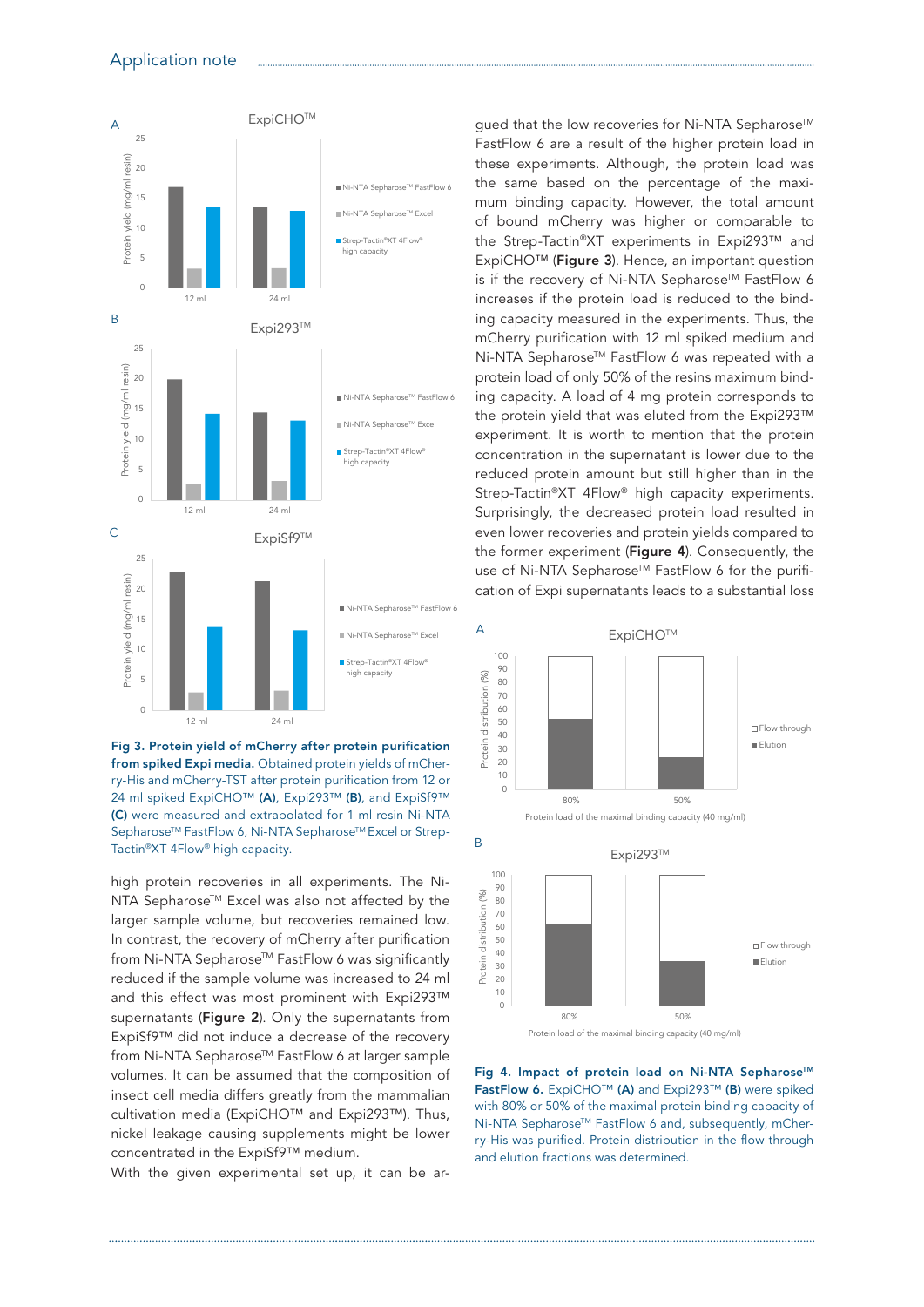**Fig 3. Protein yield of mCherry after protein purification from spiked Expi media.** Obtained protein yields of mCherry-His and mCherry-TST after protein purification from 12 or 24 ml spiked ExpiCHO™ **(A)**, Expi293™ **(B)**, and ExpiSf9™ **(C)** were measured and extrapolated for 1 ml resin Ni-NTA Sepharose™ FastFlow 6, Ni-NTA Sepharose™ Excel or Strep-Tactin®XT 4Flow® high capacity.

high protein recoveries in all experiments. The Ni-NTA Sepharose™ Excel was also not affected by the larger sample volume, but recoveries remained low. In contrast, the recovery of mCherry after purification from Ni-NTA Sepharose™ FastFlow 6 was significantly reduced if the sample volume was increased to 24 ml and this effect was most prominent with Expi293™ supernatants (**Figure 2**). Only the supernatants from ExpiSf9™ did not induce a decrease of the recovery from Ni-NTA Sepharose™ FastFlow 6 at larger sample volumes. It can be assumed that the composition of insect cell media differs greatly from the mammalian cultivation media (ExpiCHO™ and Expi293™). Thus, nickel leakage causing supplements might be lower concentrated in the ExpiSf9™ medium.

With the given experimental set up, it can be argued that the low recoveries for Ni-NTA Sepharose™ FastFlow 6 are a result of the higher protein load in these experiments. Although, the protein load was the same based on the percentage of the maximum binding capacity. However, the total amount of bound mCherry was higher or comparable to the Strep-Tactin®XT experiments in Expi293™ and ExpiCHO™ (**Figure 3**). Hence, an important question is if the recovery of Ni-NTA Sepharose™ FastFlow 6 increases if the protein load is reduced to the binding capacity measured in the experiments. Thus, the mCherry purification with 12 ml spiked medium and Ni-NTA Sepharose™ FastFlow 6 was repeated with a protein load of only 50% of the resins maximum binding capacity. A load of 4 mg protein corresponds to the protein yield that was eluted from the Expi293™ experiment. It is worth to mention that the protein concentration in the supernatant is lower due to the reduced protein amount but still higher than in the Strep-Tactin®XT 4Flow® high capacity experiments. Surprisingly, the decreased protein load resulted in even lower recoveries and protein yields compared to the former experiment (**Figure 4**). Consequently, the use of Ni-NTA Sepharose™ FastFlow 6 for the purification of Expi supernatants leads to a substantial loss

**Fig 4. Impact of protein load on Ni-NTA Sepharose™ FastFlow 6.** ExpiCHO™ **(A)** and Expi293™ **(B)** were spiked with 80% or 50% of the maximal protein binding capacity of Ni-NTA Sepharose™ FastFlow 6 and, subsequently, mCherry-His was purified. Protein distribution in the flow through and elution fractions was determined.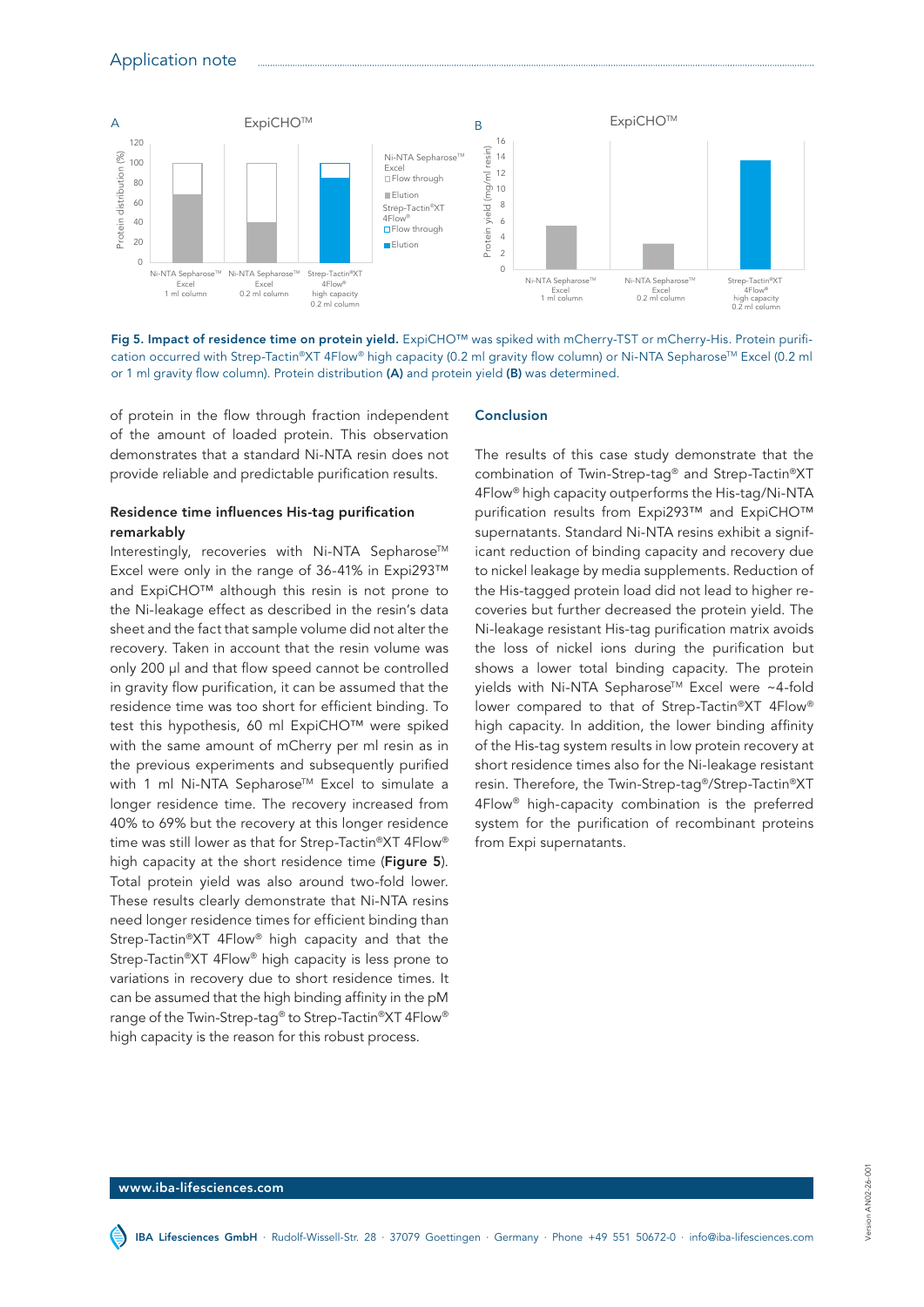A

ExpiCHO™

Protein distribution (%)

120
100
80
60
40
20
0

Ni-NTA Sepharose™ Excel 1 ml column
Ni-NTA Sepharose™ Excel 0.2 ml column
Strep-Tactin®XT 4Flow® high capacity 0.2 ml column

Ni-NTA Sepharose™ Excel
Flow through
Elution
Strep-Tactin®XT 4Flow®
Flow through
Elution

B

ExpiCHO™

Protein yield (mg/ml resin)

16
14
12
10
8
6
4
2
0

Ni-NTA Sepharose™ Excel 1 ml column
Ni-NTA Sepharose™ Excel 0.2 ml column
Strep-Tactin®XT 4Flow® high capacity 0.2 ml column

**Fig 5. Impact of residence time on protein yield.** ExpiCHO™ was spiked with mCherry-TST or mCherry-His. Protein purification occurred with Strep-Tactin®XT 4Flow® high capacity (0.2 ml gravity flow column) or Ni-NTA Sepharose™ Excel (0.2 ml or 1 ml gravity flow column). Protein distribution **(A)** and protein yield **(B)** was determined.

of protein in the flow through fraction independent of the amount of loaded protein. This observation demonstrates that a standard Ni-NTA resin does not provide reliable and predictable purification results.

### Residence time influences His-tag purification remarkably

Interestingly, recoveries with Ni-NTA Sepharose™ Excel were only in the range of 36-41% in Expi293™ and ExpiCHO™ although this resin is not prone to the Ni-leakage effect as described in the resin's data sheet and the fact that sample volume did not alter the recovery. Taken in account that the resin volume was only 200 µl and that flow speed cannot be controlled in gravity flow purification, it can be assumed that the residence time was too short for efficient binding. To test this hypothesis, 60 ml ExpiCHO™ were spiked with the same amount of mCherry per ml resin as in the previous experiments and subsequently purified with 1 ml Ni-NTA Sepharose™ Excel to simulate a longer residence time. The recovery increased from 40% to 69% but the recovery at this longer residence time was still lower as that for Strep-Tactin®XT 4Flow® high capacity at the short residence time (**Figure 5**). Total protein yield was also around two-fold lower. These results clearly demonstrate that Ni-NTA resins need longer residence times for efficient binding than Strep-Tactin®XT 4Flow® high capacity and that the Strep-Tactin®XT 4Flow® high capacity is less prone to variations in recovery due to short residence times. It can be assumed that the high binding affinity in the pM range of the Twin-Strep-tag® to Strep-Tactin®XT 4Flow® high capacity is the reason for this robust process.

## Conclusion

The results of this case study demonstrate that the combination of Twin-Strep-tag® and Strep-Tactin®XT 4Flow® high capacity outperforms the His-tag/Ni-NTA purification results from Expi293™ and ExpiCHO™ supernatants. Standard Ni-NTA resins exhibit a significant reduction of binding capacity and recovery due to nickel leakage by media supplements. Reduction of the His-tagged protein load did not lead to higher recoveries but further decreased the protein yield. The Ni-leakage resistant His-tag purification matrix avoids the loss of nickel ions during the purification but shows a lower total binding capacity. The protein yields with Ni-NTA Sepharose™ Excel were ~4-fold lower compared to that of Strep-Tactin®XT 4Flow® high capacity. In addition, the lower binding affinity of the His-tag system results in low protein recovery at short residence times also for the Ni-leakage resistant resin. Therefore, the Twin-Strep-tag®/Strep-Tactin®XT 4Flow® high-capacity combination is the preferred system for the purification of recombinant proteins from Expi supernatants.